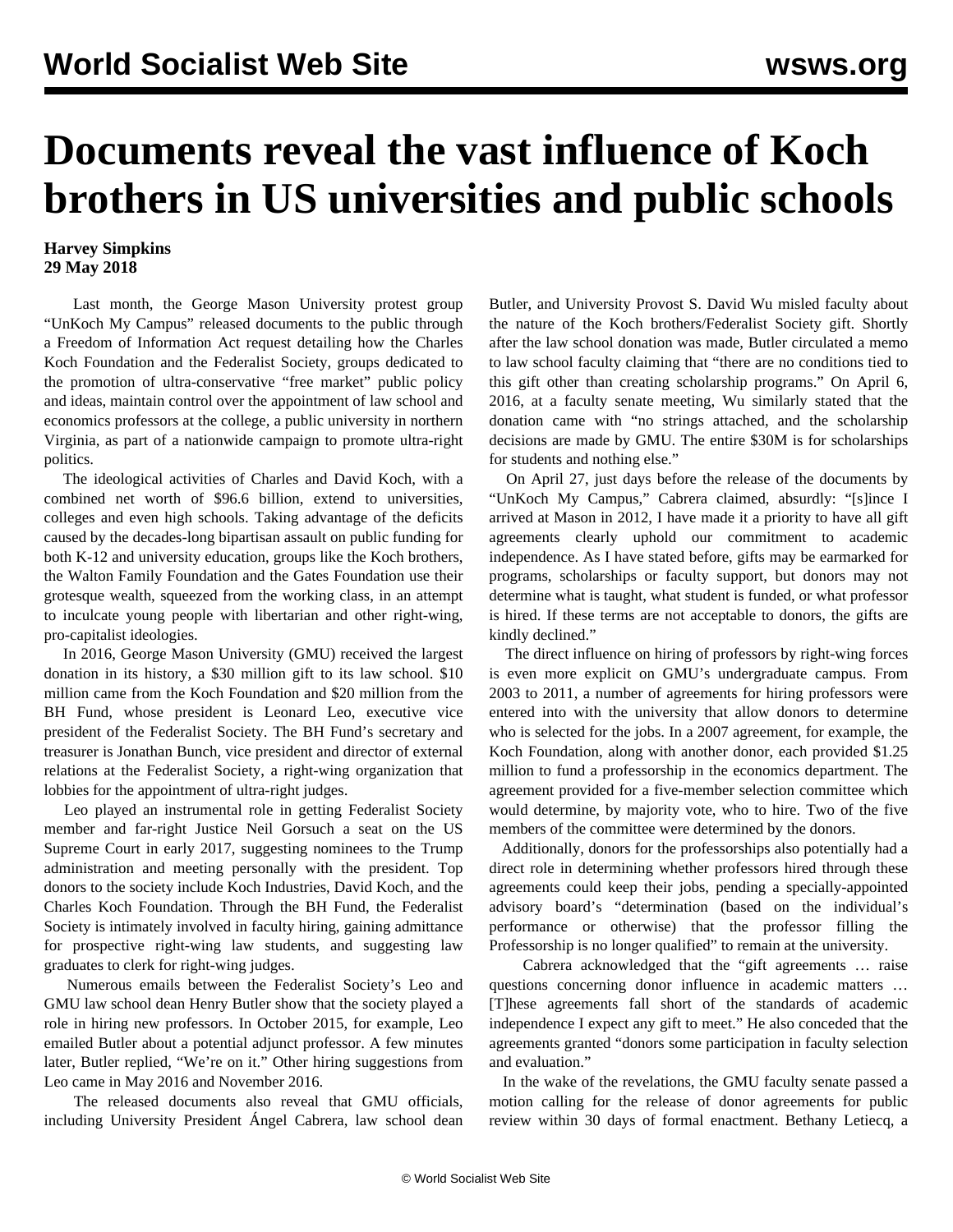# Documents reveal the vast influence of Koch brothers in US universities and public schools

**Harvey Simpkins**
**29 May 2018**

Last month, the George Mason University protest group "UnKoch My Campus" released documents to the public through a Freedom of Information Act request detailing how the Charles Koch Foundation and the Federalist Society, groups dedicated to the promotion of ultra-conservative "free market" public policy and ideas, maintain control over the appointment of law school and economics professors at the college, a public university in northern Virginia, as part of a nationwide campaign to promote ultra-right politics.

The ideological activities of Charles and David Koch, with a combined net worth of $96.6 billion, extend to universities, colleges and even high schools. Taking advantage of the deficits caused by the decades-long bipartisan assault on public funding for both K-12 and university education, groups like the Koch brothers, the Walton Family Foundation and the Gates Foundation use their grotesque wealth, squeezed from the working class, in an attempt to inculcate young people with libertarian and other right-wing, pro-capitalist ideologies.

In 2016, George Mason University (GMU) received the largest donation in its history, a $30 million gift to its law school. $10 million came from the Koch Foundation and $20 million from the BH Fund, whose president is Leonard Leo, executive vice president of the Federalist Society. The BH Fund's secretary and treasurer is Jonathan Bunch, vice president and director of external relations at the Federalist Society, a right-wing organization that lobbies for the appointment of ultra-right judges.

Leo played an instrumental role in getting Federalist Society member and far-right Justice Neil Gorsuch a seat on the US Supreme Court in early 2017, suggesting nominees to the Trump administration and meeting personally with the president. Top donors to the society include Koch Industries, David Koch, and the Charles Koch Foundation. Through the BH Fund, the Federalist Society is intimately involved in faculty hiring, gaining admittance for prospective right-wing law students, and suggesting law graduates to clerk for right-wing judges.

Numerous emails between the Federalist Society's Leo and GMU law school dean Henry Butler show that the society played a role in hiring new professors. In October 2015, for example, Leo emailed Butler about a potential adjunct professor. A few minutes later, Butler replied, "We're on it." Other hiring suggestions from Leo came in May 2016 and November 2016.

The released documents also reveal that GMU officials, including University President Ángel Cabrera, law school dean Butler, and University Provost S. David Wu misled faculty about the nature of the Koch brothers/Federalist Society gift. Shortly after the law school donation was made, Butler circulated a memo to law school faculty claiming that "there are no conditions tied to this gift other than creating scholarship programs." On April 6, 2016, at a faculty senate meeting, Wu similarly stated that the donation came with "no strings attached, and the scholarship decisions are made by GMU. The entire $30M is for scholarships for students and nothing else."

On April 27, just days before the release of the documents by "UnKoch My Campus," Cabrera claimed, absurdly: "[s]ince I arrived at Mason in 2012, I have made it a priority to have all gift agreements clearly uphold our commitment to academic independence. As I have stated before, gifts may be earmarked for programs, scholarships or faculty support, but donors may not determine what is taught, what student is funded, or what professor is hired. If these terms are not acceptable to donors, the gifts are kindly declined."

The direct influence on hiring of professors by right-wing forces is even more explicit on GMU's undergraduate campus. From 2003 to 2011, a number of agreements for hiring professors were entered into with the university that allow donors to determine who is selected for the jobs. In a 2007 agreement, for example, the Koch Foundation, along with another donor, each provided $1.25 million to fund a professorship in the economics department. The agreement provided for a five-member selection committee which would determine, by majority vote, who to hire. Two of the five members of the committee were determined by the donors.

Additionally, donors for the professorships also potentially had a direct role in determining whether professors hired through these agreements could keep their jobs, pending a specially-appointed advisory board's "determination (based on the individual's performance or otherwise) that the professor filling the Professorship is no longer qualified" to remain at the university.

Cabrera acknowledged that the "gift agreements … raise questions concerning donor influence in academic matters … [T]hese agreements fall short of the standards of academic independence I expect any gift to meet." He also conceded that the agreements granted "donors some participation in faculty selection and evaluation."

In the wake of the revelations, the GMU faculty senate passed a motion calling for the release of donor agreements for public review within 30 days of formal enactment. Bethany Letiecq, a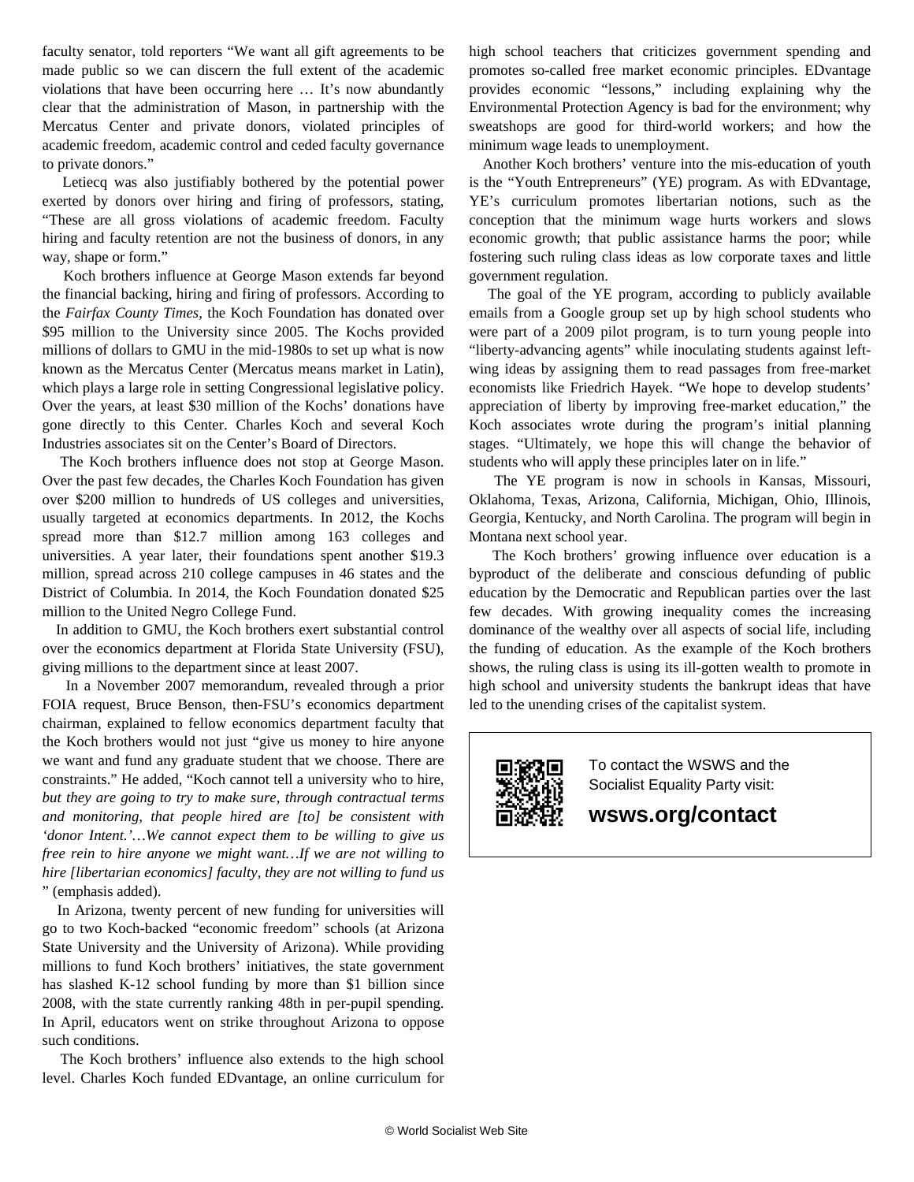faculty senator, told reporters "We want all gift agreements to be made public so we can discern the full extent of the academic violations that have been occurring here … It's now abundantly clear that the administration of Mason, in partnership with the Mercatus Center and private donors, violated principles of academic freedom, academic control and ceded faculty governance to private donors."

Letiecq was also justifiably bothered by the potential power exerted by donors over hiring and firing of professors, stating, "These are all gross violations of academic freedom. Faculty hiring and faculty retention are not the business of donors, in any way, shape or form."

Koch brothers influence at George Mason extends far beyond the financial backing, hiring and firing of professors. According to the *Fairfax County Times*, the Koch Foundation has donated over $95 million to the University since 2005. The Kochs provided millions of dollars to GMU in the mid-1980s to set up what is now known as the Mercatus Center (Mercatus means market in Latin), which plays a large role in setting Congressional legislative policy. Over the years, at least $30 million of the Kochs' donations have gone directly to this Center. Charles Koch and several Koch Industries associates sit on the Center's Board of Directors.

The Koch brothers influence does not stop at George Mason. Over the past few decades, the Charles Koch Foundation has given over $200 million to hundreds of US colleges and universities, usually targeted at economics departments. In 2012, the Kochs spread more than $12.7 million among 163 colleges and universities. A year later, their foundations spent another $19.3 million, spread across 210 college campuses in 46 states and the District of Columbia. In 2014, the Koch Foundation donated $25 million to the United Negro College Fund.

In addition to GMU, the Koch brothers exert substantial control over the economics department at Florida State University (FSU), giving millions to the department since at least 2007.

In a November 2007 memorandum, revealed through a prior FOIA request, Bruce Benson, then-FSU's economics department chairman, explained to fellow economics department faculty that the Koch brothers would not just "give us money to hire anyone we want and fund any graduate student that we choose. There are constraints." He added, "Koch cannot tell a university who to hire, *but they are going to try to make sure, through contractual terms and monitoring, that people hired are [to] be consistent with 'donor Intent.'…We cannot expect them to be willing to give us free rein to hire anyone we might want…If we are not willing to hire [libertarian economics] faculty, they are not willing to fund us* " (emphasis added).

In Arizona, twenty percent of new funding for universities will go to two Koch-backed "economic freedom" schools (at Arizona State University and the University of Arizona). While providing millions to fund Koch brothers' initiatives, the state government has slashed K-12 school funding by more than $1 billion since 2008, with the state currently ranking 48th in per-pupil spending. In April, educators went on strike throughout Arizona to oppose such conditions.

The Koch brothers' influence also extends to the high school level. Charles Koch funded EDvantage, an online curriculum for high school teachers that criticizes government spending and promotes so-called free market economic principles. EDvantage provides economic "lessons," including explaining why the Environmental Protection Agency is bad for the environment; why sweatshops are good for third-world workers; and how the minimum wage leads to unemployment.

Another Koch brothers' venture into the mis-education of youth is the "Youth Entrepreneurs" (YE) program. As with EDvantage, YE's curriculum promotes libertarian notions, such as the conception that the minimum wage hurts workers and slows economic growth; that public assistance harms the poor; while fostering such ruling class ideas as low corporate taxes and little government regulation.

The goal of the YE program, according to publicly available emails from a Google group set up by high school students who were part of a 2009 pilot program, is to turn young people into "liberty-advancing agents" while inoculating students against left-wing ideas by assigning them to read passages from free-market economists like Friedrich Hayek. "We hope to develop students' appreciation of liberty by improving free-market education," the Koch associates wrote during the program's initial planning stages. "Ultimately, we hope this will change the behavior of students who will apply these principles later on in life."

The YE program is now in schools in Kansas, Missouri, Oklahoma, Texas, Arizona, California, Michigan, Ohio, Illinois, Georgia, Kentucky, and North Carolina. The program will begin in Montana next school year.

The Koch brothers' growing influence over education is a byproduct of the deliberate and conscious defunding of public education by the Democratic and Republican parties over the last few decades. With growing inequality comes the increasing dominance of the wealthy over all aspects of social life, including the funding of education. As the example of the Koch brothers shows, the ruling class is using its ill-gotten wealth to promote in high school and university students the bankrupt ideas that have led to the unending crises of the capitalist system.

To contact the WSWS and the Socialist Equality Party visit:

**wsws.org/contact**